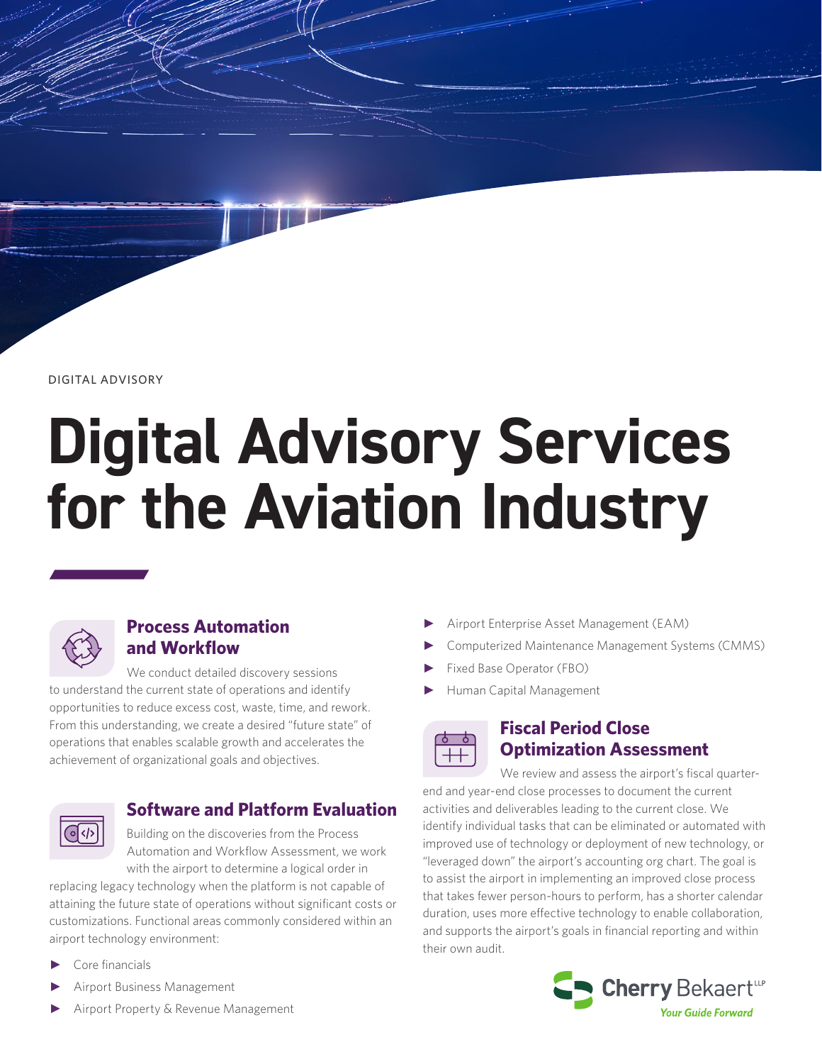DIGITAL ADVISORY

# Digital Advisory Services for the Aviation Industry

## Process Automation and Workflow

We conduct detailed discovery sessions to understand the current state of operations and identify opportunities to reduce excess cost, waste, time, and rework. From this understanding, we create a desired "future state" of operations that enables scalable growth and accelerates the achievement of organizational goals and objectives.

## Software and Platform Evaluation

Building on the discoveries from the Process Automation and Workflow Assessment, we work with the airport to determine a logical order in replacing legacy technology when the platform is not capable of attaining the future state of operations without significant costs or customizations. Functional areas commonly considered within an airport technology environment:

- Core financials
- Airport Business Management
- Airport Property & Revenue Management
- Airport Enterprise Asset Management (EAM)
- Computerized Maintenance Management Systems (CMMS)
- Fixed Base Operator (FBO)
- Human Capital Management

## Fiscal Period Close Optimization Assessment

We review and assess the airport's fiscal quarter-end and year-end close processes to document the current activities and deliverables leading to the current close. We identify individual tasks that can be eliminated or automated with improved use of technology or deployment of new technology, or "leveraged down" the airport's accounting org chart. The goal is to assist the airport in implementing an improved close process that takes fewer person-hours to perform, has a shorter calendar duration, uses more effective technology to enable collaboration, and supports the airport's goals in financial reporting and within their own audit.

Cherry Bekaert LLP

*Your Guide Forward*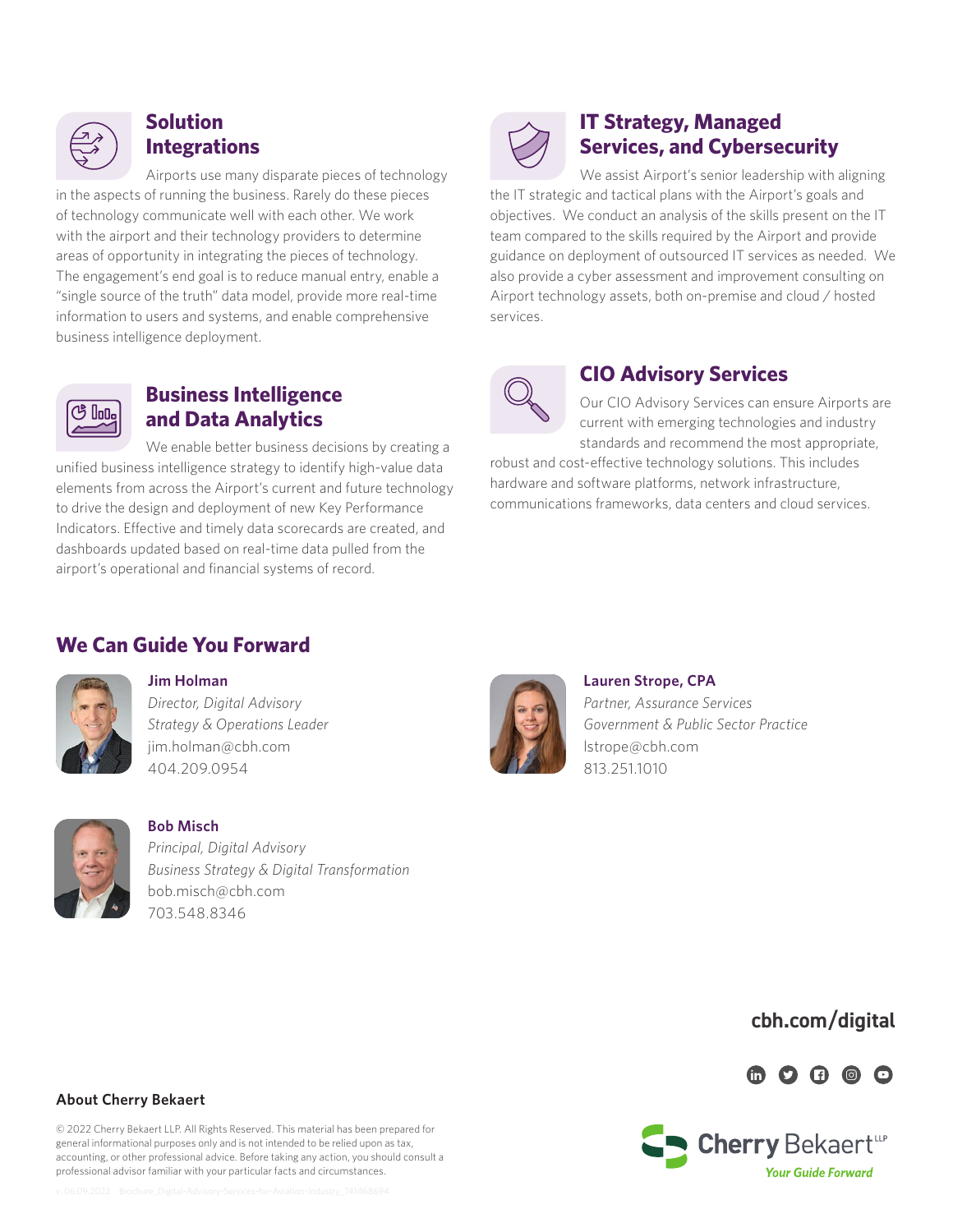## Solution Integrations

Airports use many disparate pieces of technology in the aspects of running the business. Rarely do these pieces of technology communicate well with each other. We work with the airport and their technology providers to determine areas of opportunity in integrating the pieces of technology. The engagement's end goal is to reduce manual entry, enable a "single source of the truth" data model, provide more real-time information to users and systems, and enable comprehensive business intelligence deployment.

## Business Intelligence and Data Analytics

We enable better business decisions by creating a unified business intelligence strategy to identify high-value data elements from across the Airport's current and future technology to drive the design and deployment of new Key Performance Indicators. Effective and timely data scorecards are created, and dashboards updated based on real-time data pulled from the airport's operational and financial systems of record.

## IT Strategy, Managed Services, and Cybersecurity

We assist Airport's senior leadership with aligning the IT strategic and tactical plans with the Airport's goals and objectives. We conduct an analysis of the skills present on the IT team compared to the skills required by the Airport and provide guidance on deployment of outsourced IT services as needed. We also provide a cyber assessment and improvement consulting on Airport technology assets, both on-premise and cloud / hosted services.

## CIO Advisory Services

Our CIO Advisory Services can ensure Airports are current with emerging technologies and industry standards and recommend the most appropriate, robust and cost-effective technology solutions. This includes hardware and software platforms, network infrastructure, communications frameworks, data centers and cloud services.

## We Can Guide You Forward

**Jim Holman**
*Director, Digital Advisory*
*Strategy & Operations Leader*
jim.holman@cbh.com
404.209.0954

**Lauren Strope, CPA**
*Partner, Assurance Services*
*Government & Public Sector Practice*
lstrope@cbh.com
813.251.1010

**Bob Misch**
*Principal, Digital Advisory*
*Business Strategy & Digital Transformation*
bob.misch@cbh.com
703.548.8346

**cbh.com/digital**

### About Cherry Bekaert

© 2022 Cherry Bekaert LLP. All Rights Reserved. This material has been prepared for general informational purposes only and is not intended to be relied upon as tax, accounting, or other professional advice. Before taking any action, you should consult a professional advisor familiar with your particular facts and circumstances.

Cherry Bekaert LLP
*Your Guide Forward*